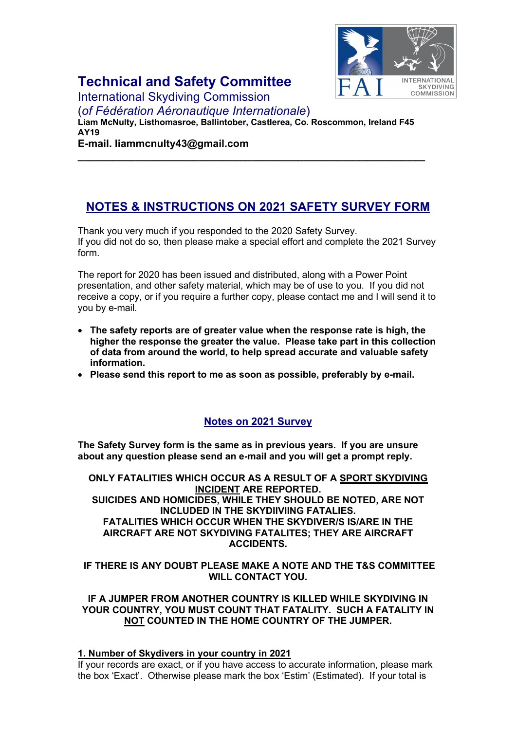# Technical and Safety Committee

International Skydiving Commission

(*of Fédération Aéronautique Internationale*)

**Liam McNulty, Listhomasroe, Ballintober, Castlerea, Co. Roscommon, Ireland F45 AY19**

**E-mail. liammcnulty43@gmail.com**

---

## NOTES & INSTRUCTIONS ON 2021 SAFETY SURVEY FORM

Thank you very much if you responded to the 2020 Safety Survey.
If you did not do so, then please make a special effort and complete the 2021 Survey form.

The report for 2020 has been issued and distributed, along with a Power Point presentation, and other safety material, which may be of use to you. If you did not receive a copy, or if you require a further copy, please contact me and I will send it to you by e-mail.

- **The safety reports are of greater value when the response rate is high, the higher the response the greater the value. Please take part in this collection of data from around the world, to help spread accurate and valuable safety information.**
- **Please send this report to me as soon as possible, preferably by e-mail.**

### Notes on 2021 Survey

**The Safety Survey form is the same as in previous years. If you are unsure about any question please send an e-mail and you will get a prompt reply.**

**ONLY FATALITIES WHICH OCCUR AS A RESULT OF A SPORT SKYDIVING INCIDENT ARE REPORTED.**
**SUICIDES AND HOMICIDES, WHILE THEY SHOULD BE NOTED, ARE NOT INCLUDED IN THE SKYDIIVING FATALIES.**
**FATALITIES WHICH OCCUR WHEN THE SKYDIVER/S IS/ARE IN THE AIRCRAFT ARE NOT SKYDIVING FATALITES; THEY ARE AIRCRAFT ACCIDENTS.**

**IF THERE IS ANY DOUBT PLEASE MAKE A NOTE AND THE T&S COMMITTEE WILL CONTACT YOU.**

**IF A JUMPER FROM ANOTHER COUNTRY IS KILLED WHILE SKYDIVING IN YOUR COUNTRY, YOU MUST COUNT THAT FATALITY. SUCH A FATALITY IN NOT COUNTED IN THE HOME COUNTRY OF THE JUMPER.**

**1. Number of Skydivers in your country in 2021**

If your records are exact, or if you have access to accurate information, please mark the box 'Exact'. Otherwise please mark the box 'Estim' (Estimated). If your total is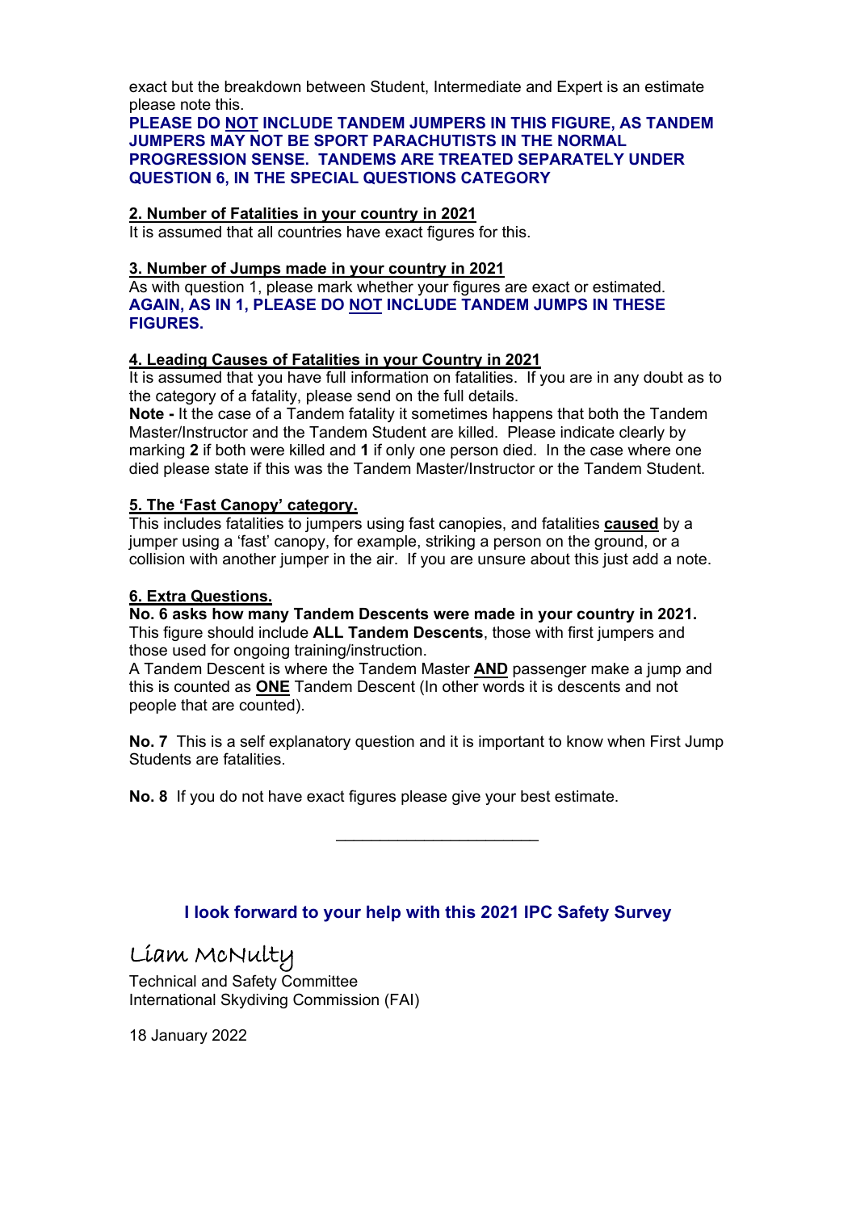exact but the breakdown between Student, Intermediate and Expert is an estimate please note this.

**PLEASE DO <u>NOT</u> INCLUDE TANDEM JUMPERS IN THIS FIGURE, AS TANDEM JUMPERS MAY NOT BE SPORT PARACHUTISTS IN THE NORMAL PROGRESSION SENSE. TANDEMS ARE TREATED SEPARATELY UNDER QUESTION 6, IN THE SPECIAL QUESTIONS CATEGORY**

**<u>2. Number of Fatalities in your country in 2021</u>**

It is assumed that all countries have exact figures for this.

**<u>3. Number of Jumps made in your country in 2021</u>**

As with question 1, please mark whether your figures are exact or estimated.
**AGAIN, AS IN 1, PLEASE DO <u>NOT</u> INCLUDE TANDEM JUMPS IN THESE FIGURES.**

**<u>4. Leading Causes of Fatalities in your Country in 2021</u>**

It is assumed that you have full information on fatalities. If you are in any doubt as to the category of a fatality, please send on the full details.
**Note -** It the case of a Tandem fatality it sometimes happens that both the Tandem Master/Instructor and the Tandem Student are killed. Please indicate clearly by marking **2** if both were killed and **1** if only one person died. In the case where one died please state if this was the Tandem Master/Instructor or the Tandem Student.

**<u>5. The 'Fast Canopy' category.</u>**

This includes fatalities to jumpers using fast canopies, and fatalities **<u>caused</u>** by a jumper using a 'fast' canopy, for example, striking a person on the ground, or a collision with another jumper in the air. If you are unsure about this just add a note.

**<u>6. Extra Questions.</u>**

**No. 6 asks how many Tandem Descents were made in your country in 2021.**
This figure should include **ALL Tandem Descents**, those with first jumpers and those used for ongoing training/instruction.
A Tandem Descent is where the Tandem Master **<u>AND</u>** passenger make a jump and this is counted as **<u>ONE</u>** Tandem Descent (In other words it is descents and not people that are counted).

**No. 7** This is a self explanatory question and it is important to know when First Jump Students are fatalities.

**No. 8** If you do not have exact figures please give your best estimate.

---

**I look forward to your help with this 2021 IPC Safety Survey**

Liam McNulty
Technical and Safety Committee
International Skydiving Commission (FAI)

18 January 2022